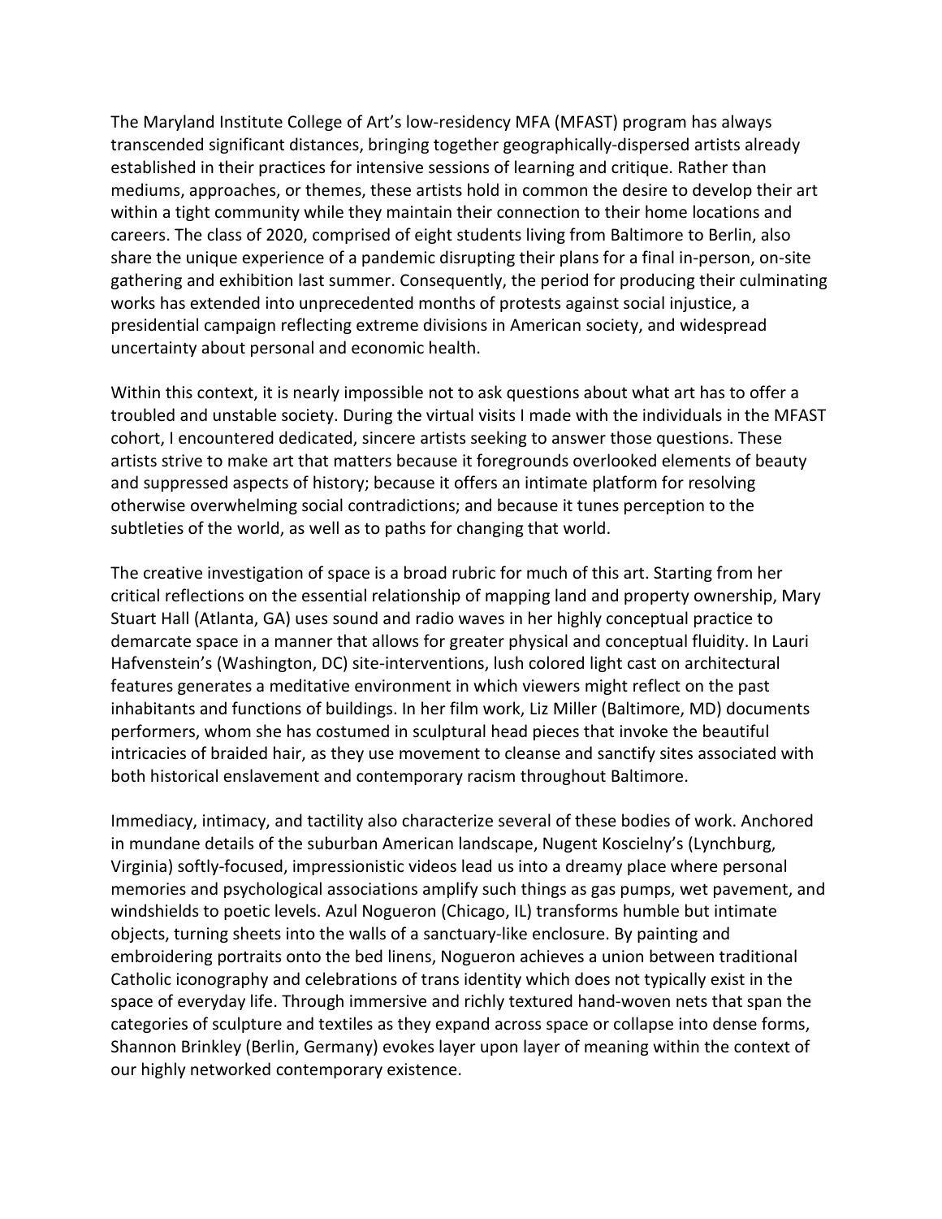The Maryland Institute College of Art's low-residency MFA (MFAST) program has always transcended significant distances, bringing together geographically-dispersed artists already established in their practices for intensive sessions of learning and critique. Rather than mediums, approaches, or themes, these artists hold in common the desire to develop their art within a tight community while they maintain their connection to their home locations and careers. The class of 2020, comprised of eight students living from Baltimore to Berlin, also share the unique experience of a pandemic disrupting their plans for a final in-person, on-site gathering and exhibition last summer. Consequently, the period for producing their culminating works has extended into unprecedented months of protests against social injustice, a presidential campaign reflecting extreme divisions in American society, and widespread uncertainty about personal and economic health.

Within this context, it is nearly impossible not to ask questions about what art has to offer a troubled and unstable society. During the virtual visits I made with the individuals in the MFAST cohort, I encountered dedicated, sincere artists seeking to answer those questions. These artists strive to make art that matters because it foregrounds overlooked elements of beauty and suppressed aspects of history; because it offers an intimate platform for resolving otherwise overwhelming social contradictions; and because it tunes perception to the subtleties of the world, as well as to paths for changing that world.

The creative investigation of space is a broad rubric for much of this art. Starting from her critical reflections on the essential relationship of mapping land and property ownership, Mary Stuart Hall (Atlanta, GA) uses sound and radio waves in her highly conceptual practice to demarcate space in a manner that allows for greater physical and conceptual fluidity. In Lauri Hafvenstein's (Washington, DC) site-interventions, lush colored light cast on architectural features generates a meditative environment in which viewers might reflect on the past inhabitants and functions of buildings. In her film work, Liz Miller (Baltimore, MD) documents performers, whom she has costumed in sculptural head pieces that invoke the beautiful intricacies of braided hair, as they use movement to cleanse and sanctify sites associated with both historical enslavement and contemporary racism throughout Baltimore.

Immediacy, intimacy, and tactility also characterize several of these bodies of work. Anchored in mundane details of the suburban American landscape, Nugent Koscielny's (Lynchburg, Virginia) softly-focused, impressionistic videos lead us into a dreamy place where personal memories and psychological associations amplify such things as gas pumps, wet pavement, and windshields to poetic levels. Azul Nogueron (Chicago, IL) transforms humble but intimate objects, turning sheets into the walls of a sanctuary-like enclosure. By painting and embroidering portraits onto the bed linens, Nogueron achieves a union between traditional Catholic iconography and celebrations of trans identity which does not typically exist in the space of everyday life. Through immersive and richly textured hand-woven nets that span the categories of sculpture and textiles as they expand across space or collapse into dense forms, Shannon Brinkley (Berlin, Germany) evokes layer upon layer of meaning within the context of our highly networked contemporary existence.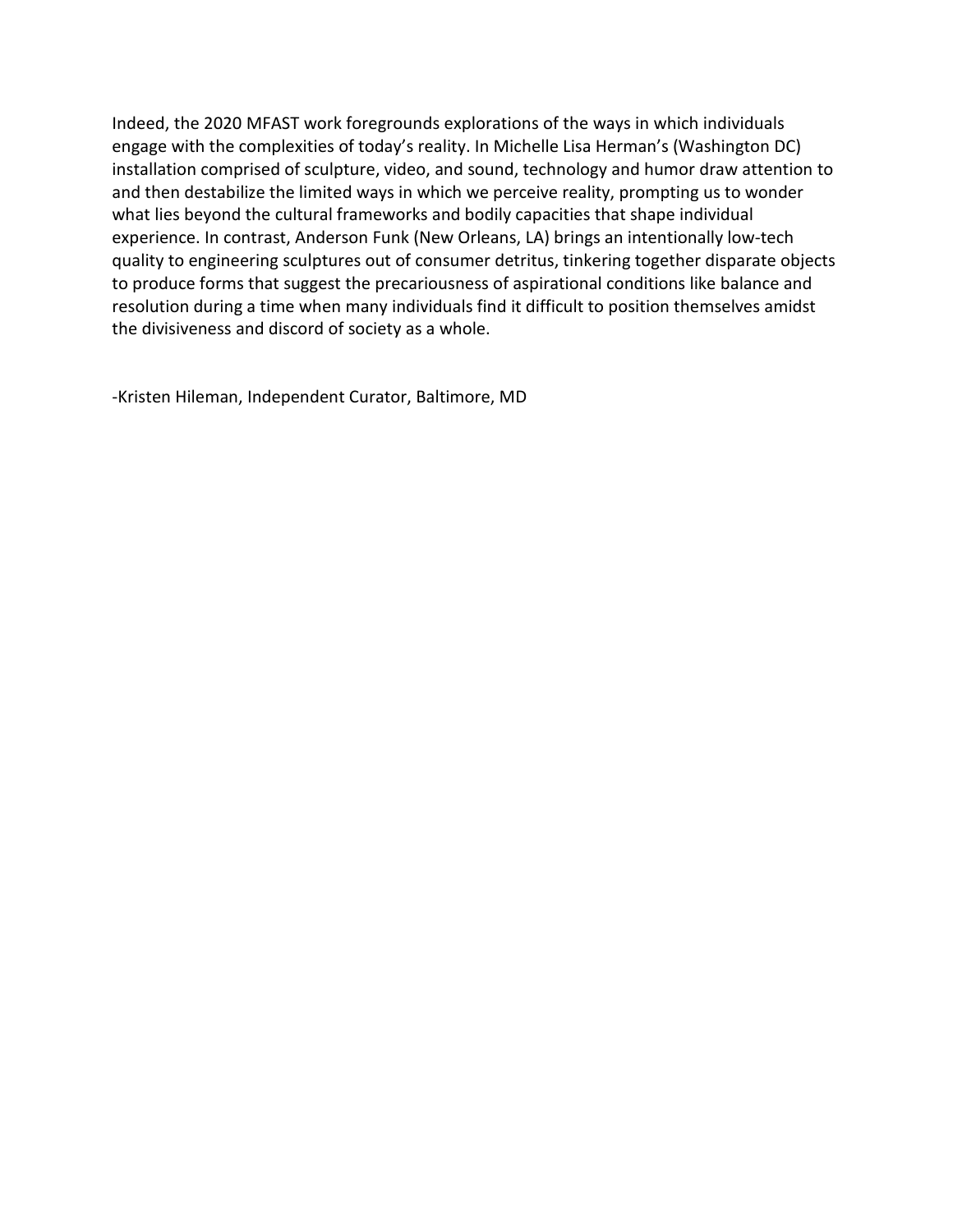Indeed, the 2020 MFAST work foregrounds explorations of the ways in which individuals engage with the complexities of today's reality. In Michelle Lisa Herman's (Washington DC) installation comprised of sculpture, video, and sound, technology and humor draw attention to and then destabilize the limited ways in which we perceive reality, prompting us to wonder what lies beyond the cultural frameworks and bodily capacities that shape individual experience. In contrast, Anderson Funk (New Orleans, LA) brings an intentionally low-tech quality to engineering sculptures out of consumer detritus, tinkering together disparate objects to produce forms that suggest the precariousness of aspirational conditions like balance and resolution during a time when many individuals find it difficult to position themselves amidst the divisiveness and discord of society as a whole.

-Kristen Hileman, Independent Curator, Baltimore, MD